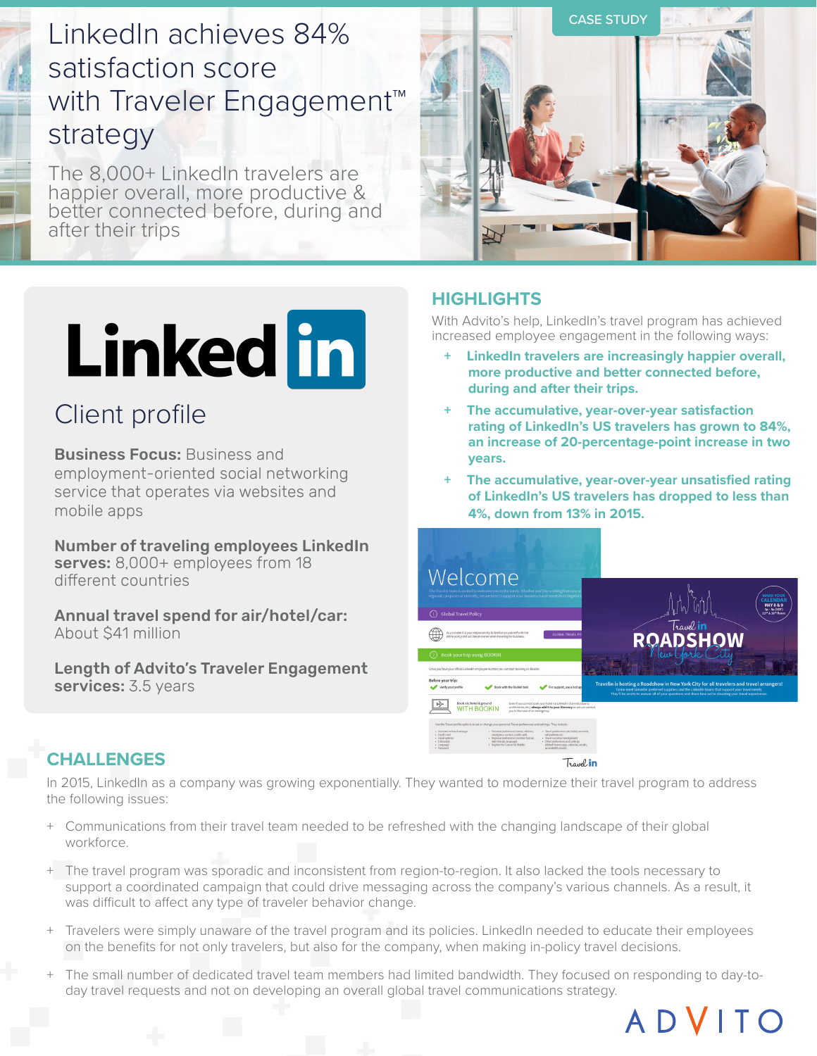CASE STUDY

# LinkedIn achieves 84% satisfaction score with Traveler Engagement™ strategy

The 8,000+ LinkedIn travelers are happier overall, more productive & better connected before, during and after their trips

## Client profile

**Business Focus:** Business and employment-oriented social networking service that operates via websites and mobile apps

**Number of traveling employees LinkedIn serves:** 8,000+ employees from 18 different countries

**Annual travel spend for air/hotel/car:** About $41 million

**Length of Advito's Traveler Engagement services:** 3.5 years

## HIGHLIGHTS

With Advito's help, LinkedIn's travel program has achieved increased employee engagement in the following ways:

- **LinkedIn travelers are increasingly happier overall, more productive and better connected before, during and after their trips.**
- **The accumulative, year-over-year satisfaction rating of LinkedIn's US travelers has grown to 84%, an increase of 20-percentage-point increase in two years.**
- **The accumulative, year-over-year unsatisfied rating of LinkedIn's US travelers has dropped to less than 4%, down from 13% in 2015.**

## CHALLENGES

In 2015, LinkedIn as a company was growing exponentially. They wanted to modernize their travel program to address the following issues:

- Communications from their travel team needed to be refreshed with the changing landscape of their global workforce.
- The travel program was sporadic and inconsistent from region-to-region. It also lacked the tools necessary to support a coordinated campaign that could drive messaging across the company's various channels. As a result, it was difficult to affect any type of traveler behavior change.
- Travelers were simply unaware of the travel program and its policies. LinkedIn needed to educate their employees on the benefits for not only travelers, but also for the company, when making in-policy travel decisions.
- The small number of dedicated travel team members had limited bandwidth. They focused on responding to day-to-day travel requests and not on developing an overall global travel communications strategy.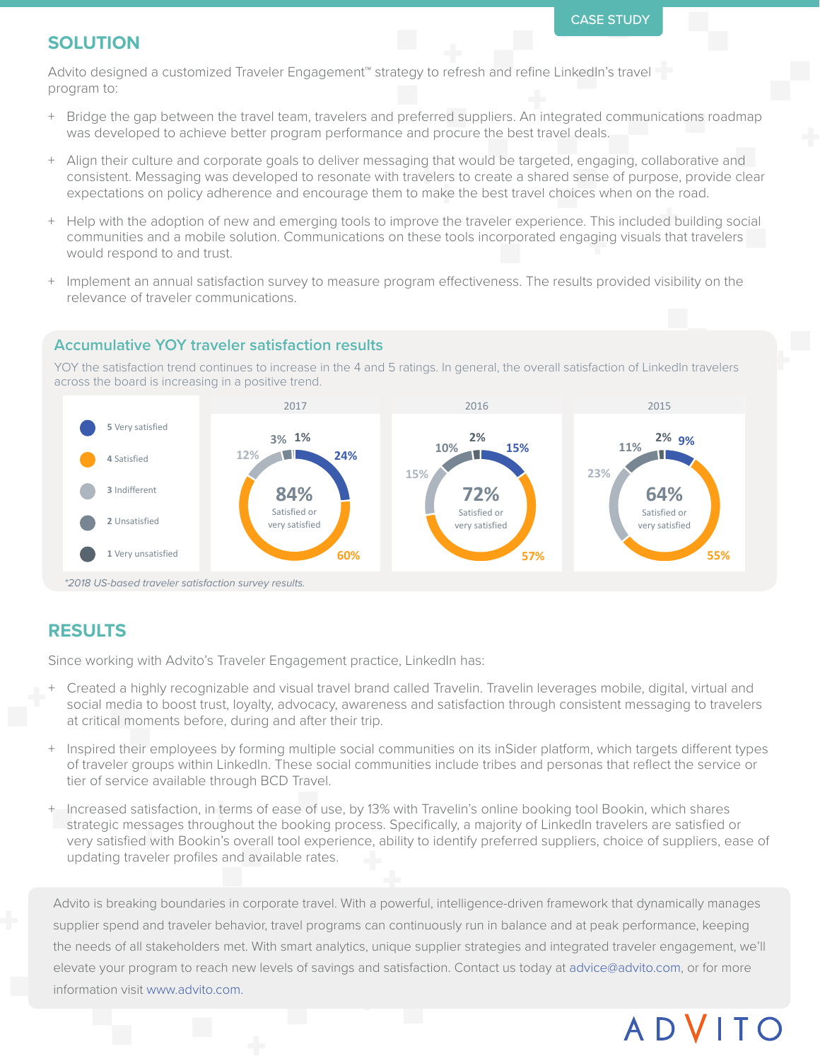CASE STUDY

## SOLUTION

Advito designed a customized Traveler Engagement™ strategy to refresh and refine LinkedIn's travel program to:

- Bridge the gap between the travel team, travelers and preferred suppliers. An integrated communications roadmap was developed to achieve better program performance and procure the best travel deals.
- Align their culture and corporate goals to deliver messaging that would be targeted, engaging, collaborative and consistent. Messaging was developed to resonate with travelers to create a shared sense of purpose, provide clear expectations on policy adherence and encourage them to make the best travel choices when on the road.
- Help with the adoption of new and emerging tools to improve the traveler experience. This included building social communities and a mobile solution. Communications on these tools incorporated engaging visuals that travelers would respond to and trust.
- Implement an annual satisfaction survey to measure program effectiveness. The results provided visibility on the relevance of traveler communications.

### Accumulative YOY traveler satisfaction results

YOY the satisfaction trend continues to increase in the 4 and 5 ratings. In general, the overall satisfaction of LinkedIn travelers across the board is increasing in a positive trend.

5 Very satisfied
4 Satisfied
3 Indifferent
2 Unsatisfied
1 Very unsatisfied

2017
3% 1%
12%
24%
84%
Satisfied or very satisfied
60%

2016
2%
10%
15%
15%
72%
Satisfied or very satisfied
57%

2015
2%
11%
9%
23%
64%
Satisfied or very satisfied
55%

*2018 US-based traveler satisfaction survey results.*

## RESULTS

Since working with Advito's Traveler Engagement practice, LinkedIn has:

- Created a highly recognizable and visual travel brand called Travelin. Travelin leverages mobile, digital, virtual and social media to boost trust, loyalty, advocacy, awareness and satisfaction through consistent messaging to travelers at critical moments before, during and after their trip.
- Inspired their employees by forming multiple social communities on its inSider platform, which targets different types of traveler groups within LinkedIn. These social communities include tribes and personas that reflect the service or tier of service available through BCD Travel.
- Increased satisfaction, in terms of ease of use, by 13% with Travelin's online booking tool Bookin, which shares strategic messages throughout the booking process. Specifically, a majority of LinkedIn travelers are satisfied or very satisfied with Bookin's overall tool experience, ability to identify preferred suppliers, choice of suppliers, ease of updating traveler profiles and available rates.

Advito is breaking boundaries in corporate travel. With a powerful, intelligence-driven framework that dynamically manages supplier spend and traveler behavior, travel programs can continuously run in balance and at peak performance, keeping the needs of all stakeholders met. With smart analytics, unique supplier strategies and integrated traveler engagement, we'll elevate your program to reach new levels of savings and satisfaction. Contact us today at advice@advito.com, or for more information visit www.advito.com.

ADVITO